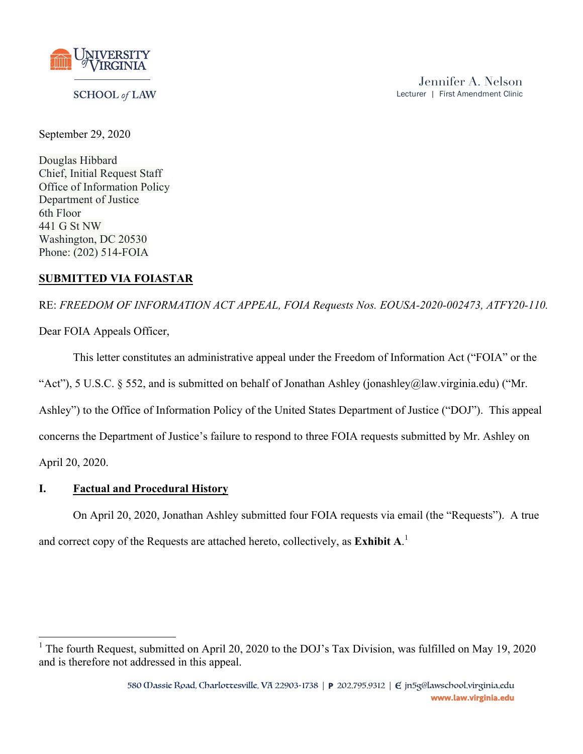UNIVERSITY of VIRGINIA

SCHOOL of LAW

Jennifer A. Nelson
Lecturer | First Amendment Clinic

September 29, 2020

Douglas Hibbard
Chief, Initial Request Staff
Office of Information Policy
Department of Justice
6th Floor
441 G St NW
Washington, DC 20530
Phone: (202) 514-FOIA

**SUBMITTED VIA FOIASTAR**

RE: *FREEDOM OF INFORMATION ACT APPEAL, FOIA Requests Nos. EOUSA-2020-002473, ATFY20-110.*

Dear FOIA Appeals Officer,

This letter constitutes an administrative appeal under the Freedom of Information Act ("FOIA" or the "Act"), 5 U.S.C. § 552, and is submitted on behalf of Jonathan Ashley (jonashley@law.virginia.edu) ("Mr. Ashley") to the Office of Information Policy of the United States Department of Justice ("DOJ"). This appeal concerns the Department of Justice's failure to respond to three FOIA requests submitted by Mr. Ashley on April 20, 2020.

## I. Factual and Procedural History

On April 20, 2020, Jonathan Ashley submitted four FOIA requests via email (the "Requests"). A true and correct copy of the Requests are attached hereto, collectively, as **Exhibit A**.[1]

[1] The fourth Request, submitted on April 20, 2020 to the DOJ's Tax Division, was fulfilled on May 19, 2020 and is therefore not addressed in this appeal.

580 Massie Road, Charlottesville, VA 22903-1738 | P 202.795.9312 | E jn5g@lawschool.virginia.edu
www.law.virginia.edu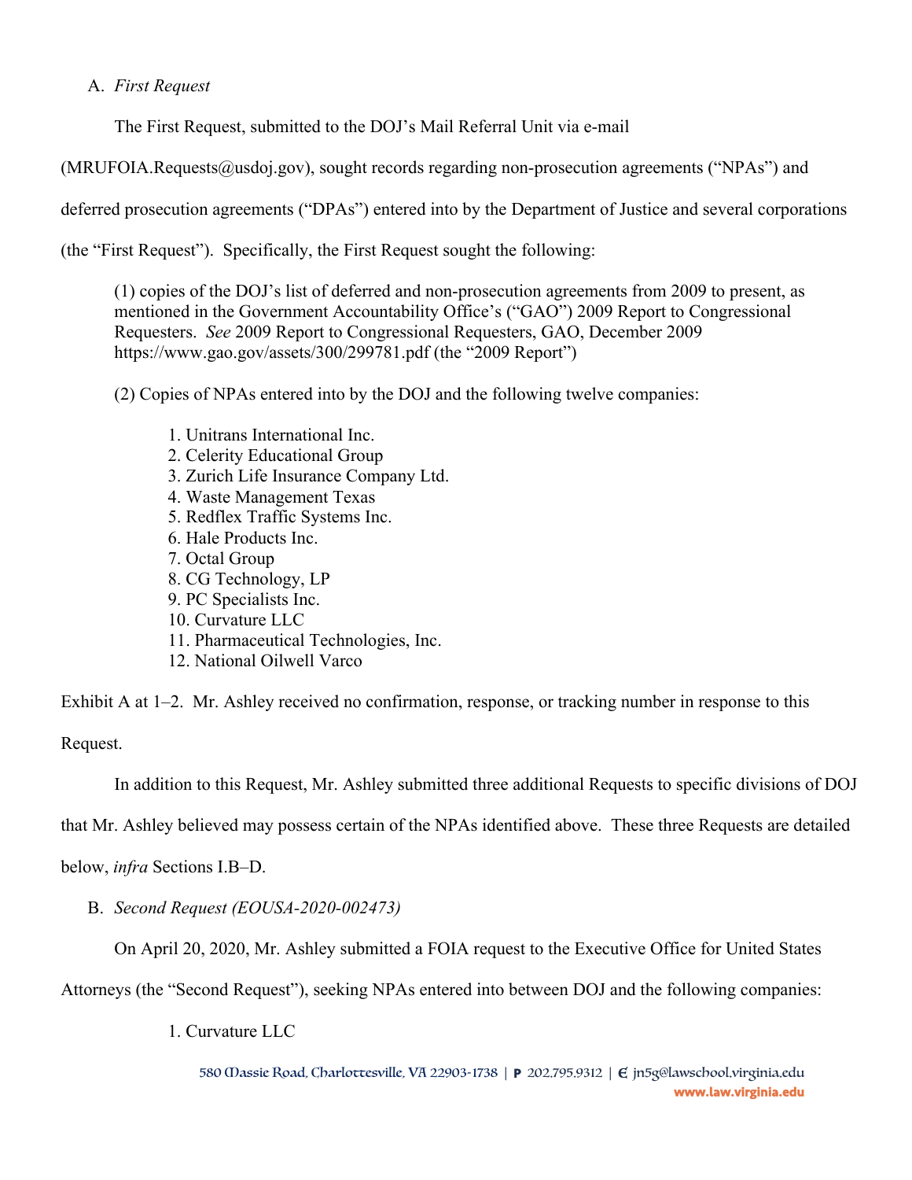A. *First Request*

The First Request, submitted to the DOJ's Mail Referral Unit via e-mail (MRUFOIA.Requests@usdoj.gov), sought records regarding non-prosecution agreements ("NPAs") and deferred prosecution agreements ("DPAs") entered into by the Department of Justice and several corporations (the "First Request"). Specifically, the First Request sought the following:

> (1) copies of the DOJ's list of deferred and non-prosecution agreements from 2009 to present, as mentioned in the Government Accountability Office's ("GAO") 2009 Report to Congressional Requesters. *See* 2009 Report to Congressional Requesters, GAO, December 2009 https://www.gao.gov/assets/300/299781.pdf (the "2009 Report")
>
> (2) Copies of NPAs entered into by the DOJ and the following twelve companies:
>
> 1. Unitrans International Inc.
> 2. Celerity Educational Group
> 3. Zurich Life Insurance Company Ltd.
> 4. Waste Management Texas
> 5. Redflex Traffic Systems Inc.
> 6. Hale Products Inc.
> 7. Octal Group
> 8. CG Technology, LP
> 9. PC Specialists Inc.
> 10. Curvature LLC
> 11. Pharmaceutical Technologies, Inc.
> 12. National Oilwell Varco

Exhibit A at 1–2. Mr. Ashley received no confirmation, response, or tracking number in response to this Request.

In addition to this Request, Mr. Ashley submitted three additional Requests to specific divisions of DOJ that Mr. Ashley believed may possess certain of the NPAs identified above. These three Requests are detailed below, *infra* Sections I.B–D.

B. *Second Request (EOUSA-2020-002473)*

On April 20, 2020, Mr. Ashley submitted a FOIA request to the Executive Office for United States Attorneys (the "Second Request"), seeking NPAs entered into between DOJ and the following companies:

1. Curvature LLC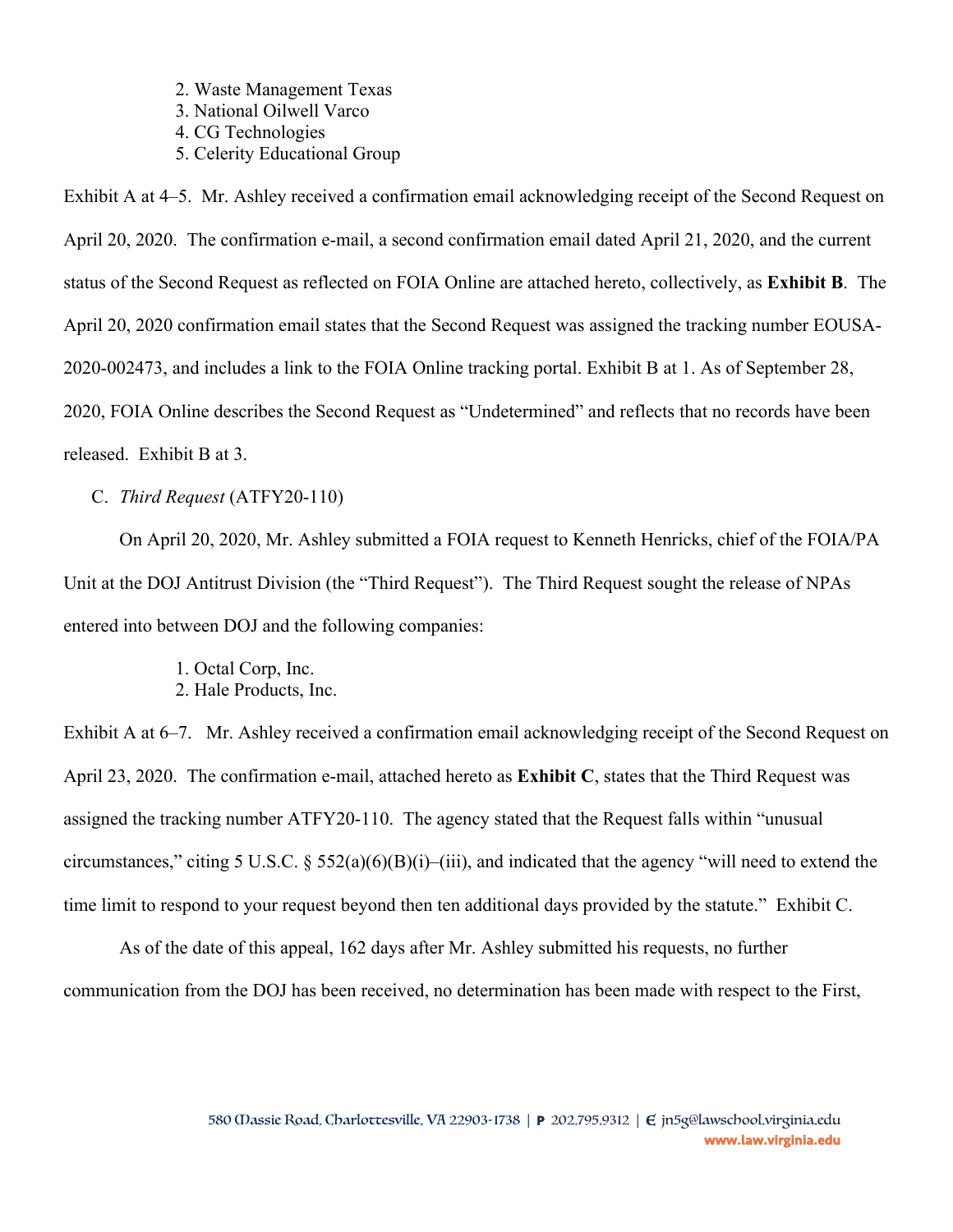2. Waste Management Texas
3. National Oilwell Varco
4. CG Technologies
5. Celerity Educational Group

Exhibit A at 4–5. Mr. Ashley received a confirmation email acknowledging receipt of the Second Request on April 20, 2020. The confirmation e-mail, a second confirmation email dated April 21, 2020, and the current status of the Second Request as reflected on FOIA Online are attached hereto, collectively, as **Exhibit B**. The April 20, 2020 confirmation email states that the Second Request was assigned the tracking number EOUSA-2020-002473, and includes a link to the FOIA Online tracking portal. Exhibit B at 1. As of September 28, 2020, FOIA Online describes the Second Request as "Undetermined" and reflects that no records have been released. Exhibit B at 3.

C. *Third Request* (ATFY20-110)

On April 20, 2020, Mr. Ashley submitted a FOIA request to Kenneth Henricks, chief of the FOIA/PA Unit at the DOJ Antitrust Division (the "Third Request"). The Third Request sought the release of NPAs entered into between DOJ and the following companies:

1. Octal Corp, Inc.
2. Hale Products, Inc.

Exhibit A at 6–7. Mr. Ashley received a confirmation email acknowledging receipt of the Second Request on April 23, 2020. The confirmation e-mail, attached hereto as **Exhibit C**, states that the Third Request was assigned the tracking number ATFY20-110. The agency stated that the Request falls within "unusual circumstances," citing 5 U.S.C. § 552(a)(6)(B)(i)–(iii), and indicated that the agency "will need to extend the time limit to respond to your request beyond then ten additional days provided by the statute." Exhibit C.

As of the date of this appeal, 162 days after Mr. Ashley submitted his requests, no further communication from the DOJ has been received, no determination has been made with respect to the First,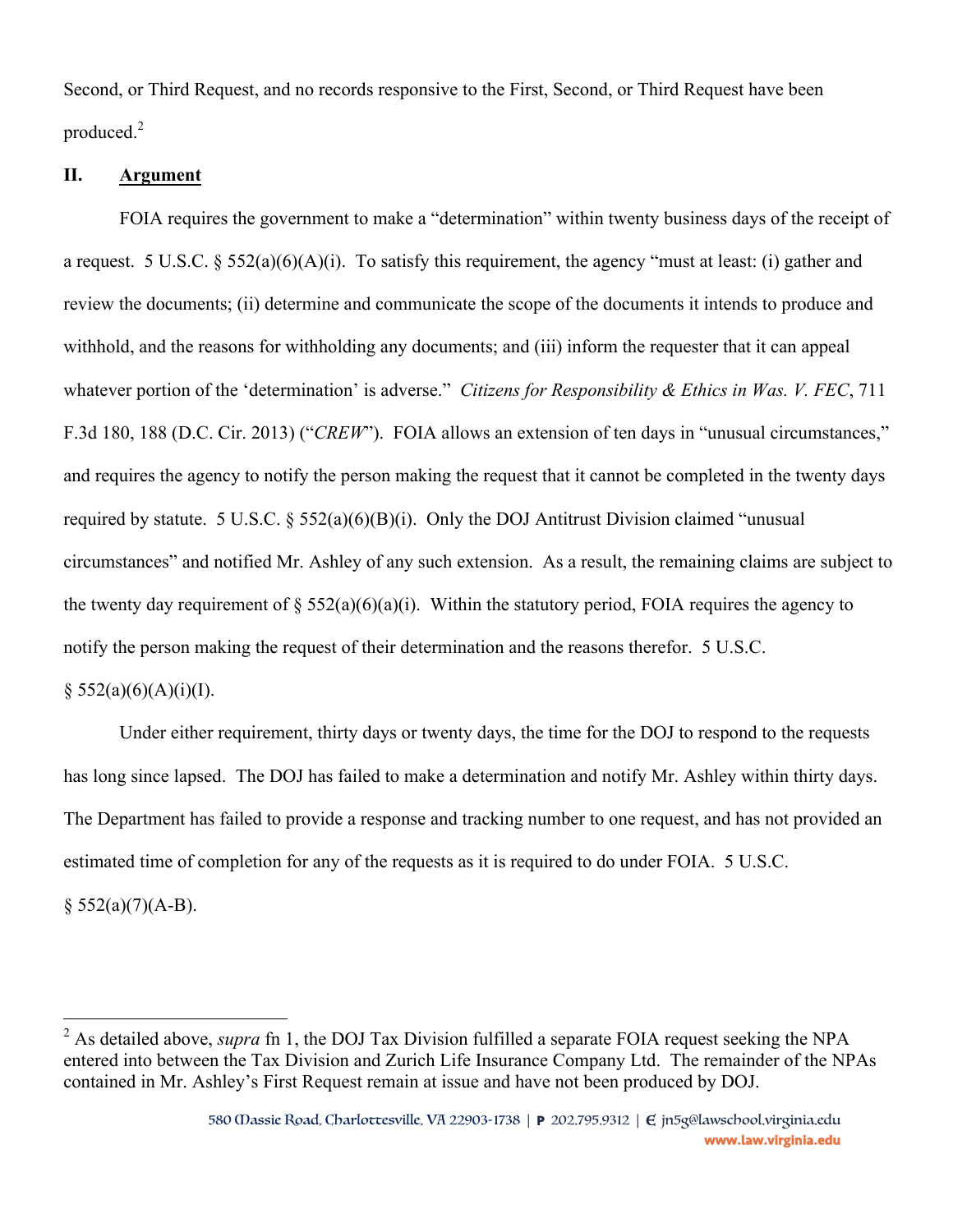Second, or Third Request, and no records responsive to the First, Second, or Third Request have been produced.[2]

## II. Argument

FOIA requires the government to make a "determination" within twenty business days of the receipt of a request. 5 U.S.C. § 552(a)(6)(A)(i). To satisfy this requirement, the agency "must at least: (i) gather and review the documents; (ii) determine and communicate the scope of the documents it intends to produce and withhold, and the reasons for withholding any documents; and (iii) inform the requester that it can appeal whatever portion of the 'determination' is adverse." *Citizens for Responsibility & Ethics in Was. V. FEC*, 711 F.3d 180, 188 (D.C. Cir. 2013) ("*CREW*"). FOIA allows an extension of ten days in "unusual circumstances," and requires the agency to notify the person making the request that it cannot be completed in the twenty days required by statute. 5 U.S.C. § 552(a)(6)(B)(i). Only the DOJ Antitrust Division claimed "unusual circumstances" and notified Mr. Ashley of any such extension. As a result, the remaining claims are subject to the twenty day requirement of § 552(a)(6)(a)(i). Within the statutory period, FOIA requires the agency to notify the person making the request of their determination and the reasons therefor. 5 U.S.C. § 552(a)(6)(A)(i)(I).

Under either requirement, thirty days or twenty days, the time for the DOJ to respond to the requests has long since lapsed. The DOJ has failed to make a determination and notify Mr. Ashley within thirty days. The Department has failed to provide a response and tracking number to one request, and has not provided an estimated time of completion for any of the requests as it is required to do under FOIA. 5 U.S.C. § 552(a)(7)(A-B).

---

[2] As detailed above, *supra* fn 1, the DOJ Tax Division fulfilled a separate FOIA request seeking the NPA entered into between the Tax Division and Zurich Life Insurance Company Ltd. The remainder of the NPAs contained in Mr. Ashley's First Request remain at issue and have not been produced by DOJ.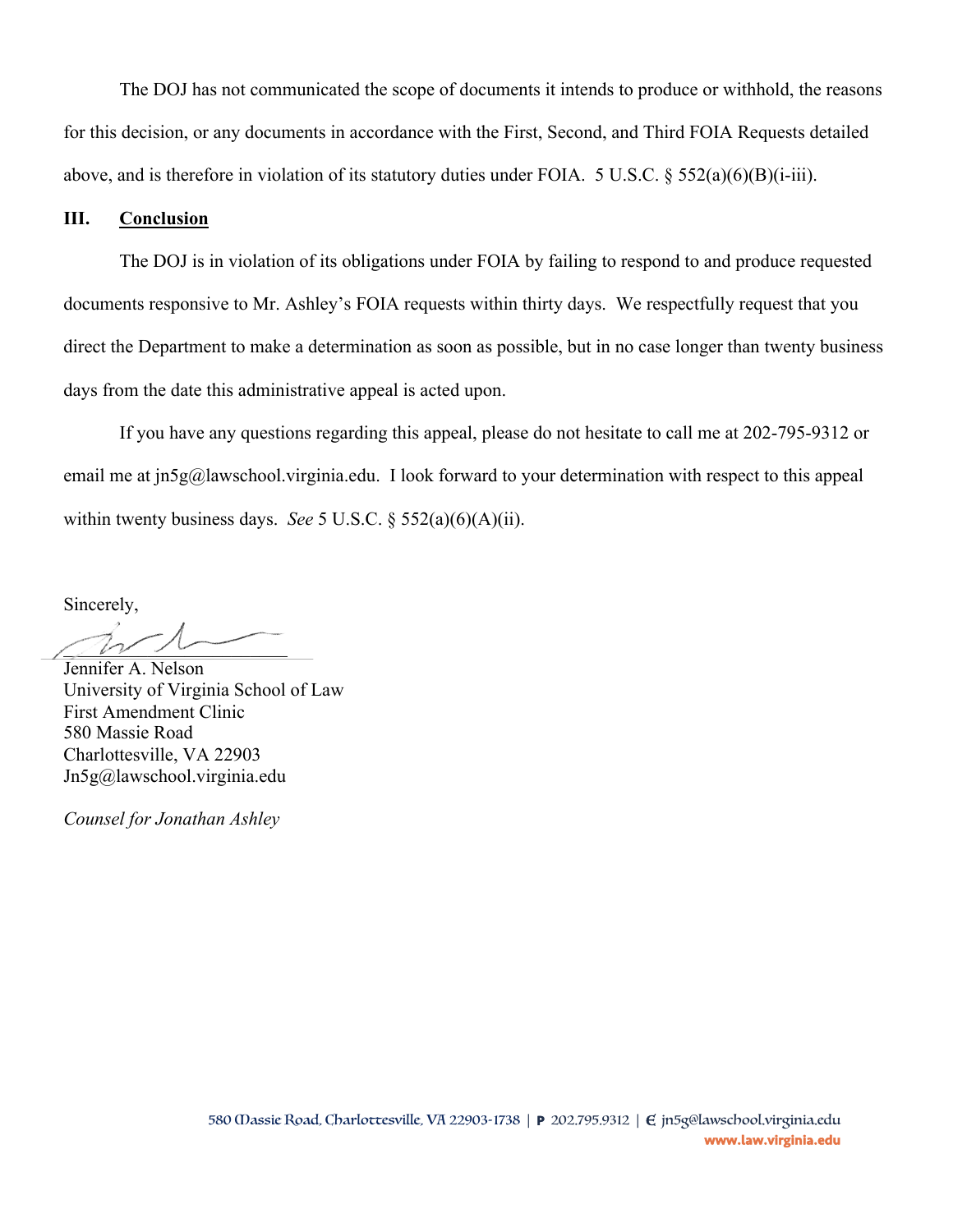The DOJ has not communicated the scope of documents it intends to produce or withhold, the reasons for this decision, or any documents in accordance with the First, Second, and Third FOIA Requests detailed above, and is therefore in violation of its statutory duties under FOIA. 5 U.S.C. § 552(a)(6)(B)(i-iii).

## III. Conclusion

The DOJ is in violation of its obligations under FOIA by failing to respond to and produce requested documents responsive to Mr. Ashley's FOIA requests within thirty days. We respectfully request that you direct the Department to make a determination as soon as possible, but in no case longer than twenty business days from the date this administrative appeal is acted upon.

If you have any questions regarding this appeal, please do not hesitate to call me at 202-795-9312 or email me at jn5g@lawschool.virginia.edu. I look forward to your determination with respect to this appeal within twenty business days. *See* 5 U.S.C. § 552(a)(6)(A)(ii).

Sincerely,

Jennifer A. Nelson
University of Virginia School of Law
First Amendment Clinic
580 Massie Road
Charlottesville, VA 22903
Jn5g@lawschool.virginia.edu

*Counsel for Jonathan Ashley*